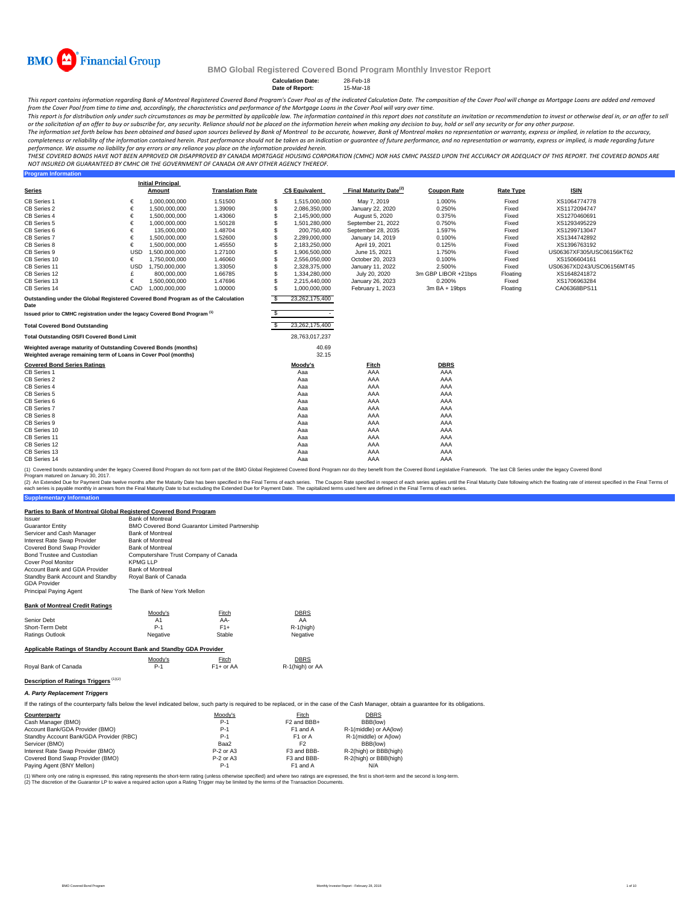BMO Financial Group

# BMO Global Registered Covered Bond Program Monthly Investor Report

**Calculation Date:** 28-Feb-18
**Date of Report:** 15-Mar-18

*This report contains information regarding Bank of Montreal Registered Covered Bond Program's Cover Pool as of the indicated Calculation Date. The composition of the Cover Pool will change as Mortgage Loans are added and removed from the Cover Pool from time to time and, accordingly, the characteristics and performance of the Mortgage Loans in the Cover Pool will vary over time.*

*This report is for distribution only under such circumstances as may be permitted by applicable law. The information contained in this report does not constitute an invitation or recommendation to invest or otherwise deal in, or an offer to sell or the solicitation of an offer to buy or subscribe for, any security. Reliance should not be placed on the information herein when making any decision to buy, hold or sell any security or for any other purpose.*

*The information set forth below has been obtained and based upon sources believed by Bank of Montreal to be accurate, however, Bank of Montreal makes no representation or warranty, express or implied, in relation to the accuracy, completeness or reliability of the information contained herein. Past performance should not be taken as an indication or guarantee of future performance, and no representation or warranty, express or implied, is made regarding future performance. We assume no liability for any errors or any reliance you place on the information provided herein.*

*THESE COVERED BONDS HAVE NOT BEEN APPROVED OR DISAPPROVED BY CANADA MORTGAGE HOUSING CORPORATION (CMHC) NOR HAS CMHC PASSED UPON THE ACCURACY OR ADEQUACY OF THIS REPORT. THE COVERED BONDS ARE NOT INSURED OR GUARANTEED BY CMHC OR THE GOVERNMENT OF CANADA OR ANY OTHER AGENCY THEREOF.*

## Program Information

| Series | | Initial Principal Amount | Translation Rate | C$ Equivalent | Final Maturity Date[2] | Coupon Rate | Rate Type | ISIN |
|---|---|---|---|---|---|---|---|---|
| CB Series 1 | € | 1,000,000,000 | 1.51500 | $ 1,515,000,000 | May 7, 2019 | 1.000% | Fixed | XS1064774778 |
| CB Series 2 | € | 1,500,000,000 | 1.39090 | $ 2,086,350,000 | January 22, 2020 | 0.250% | Fixed | XS1172094747 |
| CB Series 4 | € | 1,500,000,000 | 1.43060 | $ 2,145,900,000 | August 5, 2020 | 0.375% | Fixed | XS1270460691 |
| CB Series 5 | € | 1,000,000,000 | 1.50128 | $ 1,501,280,000 | September 21, 2022 | 0.750% | Fixed | XS1293495229 |
| CB Series 6 | € | 135,000,000 | 1.48704 | $ 200,750,400 | September 28, 2035 | 1.597% | Fixed | XS1299713047 |
| CB Series 7 | € | 1,500,000,000 | 1.52600 | $ 2,289,000,000 | January 14, 2019 | 0.100% | Fixed | XS1344742892 |
| CB Series 8 | € | 1,500,000,000 | 1.45550 | $ 2,183,250,000 | April 19, 2021 | 0.125% | Fixed | XS1396763192 |
| CB Series 9 | USD | 1,500,000,000 | 1.27100 | $ 1,906,500,000 | June 15, 2021 | 1.750% | Fixed | US06367XF305/USC06156KT62 |
| CB Series 10 | € | 1,750,000,000 | 1.46060 | $ 2,556,050,000 | October 20, 2023 | 0.100% | Fixed | XS1506604161 |
| CB Series 11 | USD | 1,750,000,000 | 1.33050 | $ 2,328,375,000 | January 11, 2022 | 2.500% | Fixed | US06367XD243/USC06156MT45 |
| CB Series 12 | £ | 800,000,000 | 1.66785 | $ 1,334,280,000 | July 20, 2020 | 3m GBP LIBOR +21bps | Floating | XS1648241872 |
| CB Series 13 | € | 1,500,000,000 | 1.47696 | $ 2,215,440,000 | January 26, 2023 | 0.200% | Fixed | XS1706963284 |
| CB Series 14 | CAD | 1,000,000,000 | 1.00000 | $ 1,000,000,000 | February 1, 2023 | 3m BA + 19bps | Floating | CA06368BPS11 |

| | |
|---|---|
| Outstanding under the Global Registered Covered Bond Program as of the Calculation Date | $ 23,262,175,400 |
| Issued prior to CMHC registration under the legacy Covered Bond Program [1] | $ - |
| **Total Covered Bond Outstanding** | $ 23,262,175,400 |
| **Total Outstanding OSFI Covered Bond Limit** | 28,763,017,237 |
| Weighted average maturity of Outstanding Covered Bonds (months) | 40.69 |
| Weighted average remaining term of Loans in Cover Pool (months) | 32.15 |

| Covered Bond Series Ratings | Moody's | Fitch | DBRS |
|---|---|---|---|
| CB Series 1 | Aaa | AAA | AAA |
| CB Series 2 | Aaa | AAA | AAA |
| CB Series 4 | Aaa | AAA | AAA |
| CB Series 5 | Aaa | AAA | AAA |
| CB Series 6 | Aaa | AAA | AAA |
| CB Series 7 | Aaa | AAA | AAA |
| CB Series 8 | Aaa | AAA | AAA |
| CB Series 9 | Aaa | AAA | AAA |
| CB Series 10 | Aaa | AAA | AAA |
| CB Series 11 | Aaa | AAA | AAA |
| CB Series 12 | Aaa | AAA | AAA |
| CB Series 13 | Aaa | AAA | AAA |
| CB Series 14 | Aaa | AAA | AAA |

(1) Covered bonds outstanding under the legacy Covered Bond Program do not form part of the BMO Global Registered Covered Bond Program nor do they benefit from the Covered Bond Legislative Framework. The last CB Series under the legacy Covered Bond Program matured on January 30, 2017.

(2) An Extended Due for Payment Date twelve months after the Maturity Date has been specified in the Final Terms of each series. The Coupon Rate specified in respect of each series applies until the Final Maturity Date following which the floating rate of interest specified in the Final Terms of each series is payable monthly in arrears from the Final Maturity Date to but excluding the Extended Due for Payment Date. The capitalized terms used here are defined in the Final Terms of each series.

## Supplementary Information

### Parties to Bank of Montreal Global Registered Covered Bond Program

| | |
|---|---|
| Issuer | Bank of Montreal |
| Guarantor Entity | BMO Covered Bond Guarantor Limited Partnership |
| Servicer and Cash Manager | Bank of Montreal |
| Interest Rate Swap Provider | Bank of Montreal |
| Covered Bond Swap Provider | Bank of Montreal |
| Bond Trustee and Custodian | Computershare Trust Company of Canada |
| Cover Pool Monitor | KPMG LLP |
| Account Bank and GDA Provider | Bank of Montreal |
| Standby Bank Account and Standby GDA Provider | Royal Bank of Canada |
| Principal Paying Agent | The Bank of New York Mellon |

### Bank of Montreal Credit Ratings

| | Moody's | Fitch | DBRS |
|---|---|---|---|
| Senior Debt | A1 | AA- | AA |
| Short-Term Debt | P-1 | F1+ | R-1(high) |
| Ratings Outlook | Negative | Stable | Negative |

### Applicable Ratings of Standby Account Bank and Standby GDA Provider

| | Moody's | Fitch | DBRS |
|---|---|---|---|
| Royal Bank of Canada | P-1 | F1+ or AA | R-1(high) or AA |

### Description of Ratings Triggers [1][2]

#### A. Party Replacement Triggers

If the ratings of the counterparty falls below the level indicated below, such party is required to be replaced, or in the case of the Cash Manager, obtain a guarantee for its obligations.

| Counterparty | Moody's | Fitch | DBRS |
|---|---|---|---|
| Cash Manager (BMO) | P-1 | F2 and BBB+ | BBB(low) |
| Account Bank/GDA Provider (BMO) | P-1 | F1 and A | R-1(middle) or AA(low) |
| Standby Account Bank/GDA Provider (RBC) | P-1 | F1 or A | R-1(middle) or A(low) |
| Servicer (BMO) | Baa2 | F2 | BBB(low) |
| Interest Rate Swap Provider (BMO) | P-2 or A3 | F3 and BBB- | R-2(high) or BBB(high) |
| Covered Bond Swap Provider (BMO) | P-2 or A3 | F3 and BBB- | R-2(high) or BBB(high) |
| Paying Agent (BNY Mellon) | P-1 | F1 and A | N/A |

(1) Where only one rating is expressed, this rating represents the short-term rating (unless otherwise specified) and where two ratings are expressed, the first is short-term and the second is long-term.

(2) The discretion of the Guarantor LP to waive a required action upon a Rating Trigger may be limited by the terms of the Transaction Documents.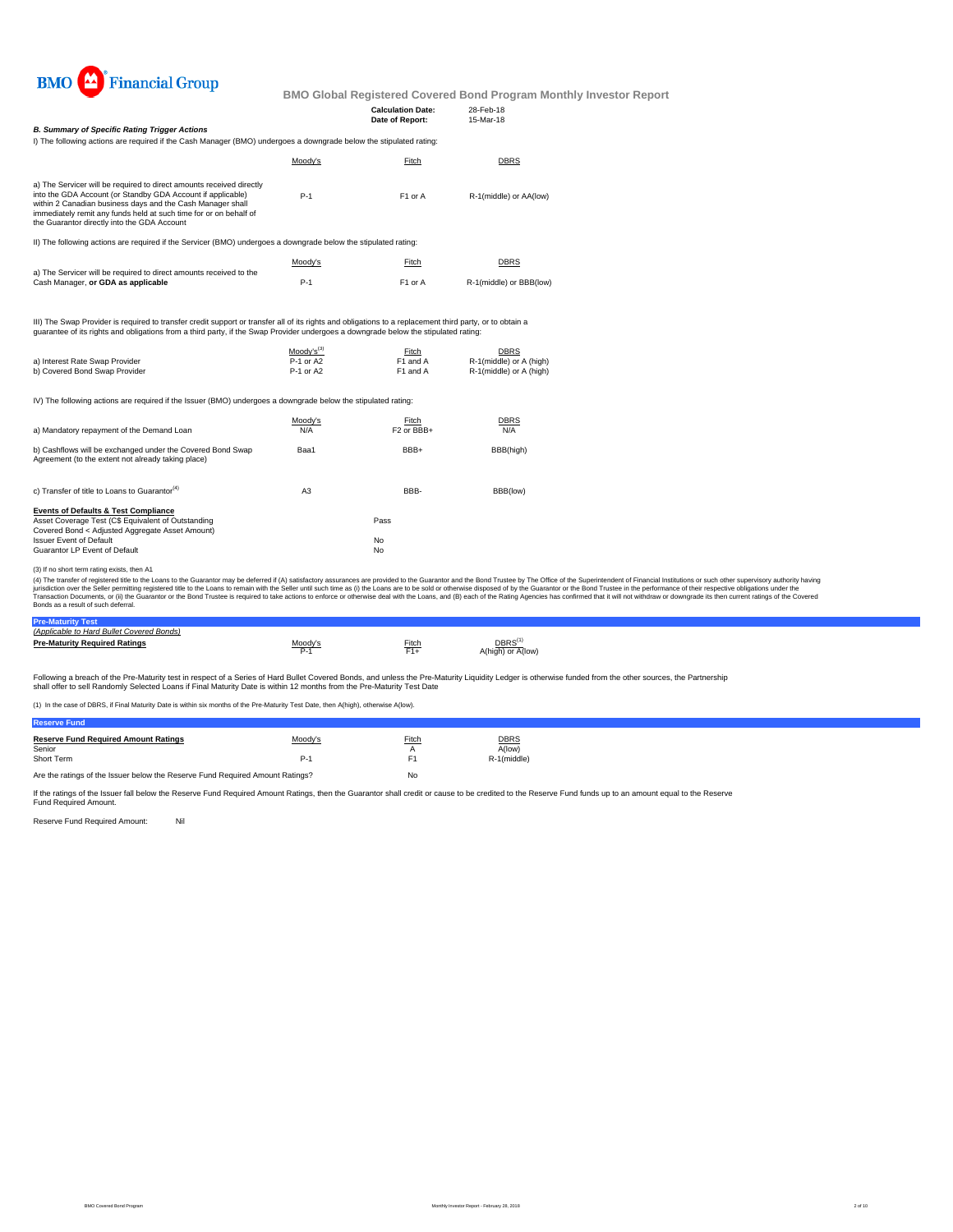BMO Financial Group

# BMO Global Registered Covered Bond Program Monthly Investor Report

**Calculation Date:** 28-Feb-18
**Date of Report:** 15-Mar-18

### *B. Summary of Specific Rating Trigger Actions*

I) The following actions are required if the Cash Manager (BMO) undergoes a downgrade below the stipulated rating:

| | Moody's | Fitch | DBRS |
|---|---|---|---|
| a) The Servicer will be required to direct amounts received directly into the GDA Account (or Standby GDA Account if applicable) within 2 Canadian business days and the Cash Manager shall immediately remit any funds held at such time for or on behalf of the Guarantor directly into the GDA Account | P-1 | F1 or A | R-1(middle) or AA(low) |

II) The following actions are required if the Servicer (BMO) undergoes a downgrade below the stipulated rating:

| | Moody's | Fitch | DBRS |
|---|---|---|---|
| a) The Servicer will be required to direct amounts received to the Cash Manager, **or GDA as applicable** | P-1 | F1 or A | R-1(middle) or BBB(low) |

III) The Swap Provider is required to transfer credit support or transfer all of its rights and obligations to a replacement third party, or to obtain a guarantee of its rights and obligations from a third party, if the Swap Provider undergoes a downgrade below the stipulated rating:

| | Moody's[3] | Fitch | DBRS |
|---|---|---|---|
| a) Interest Rate Swap Provider | P-1 or A2 | F1 and A | R-1(middle) or A (high) |
| b) Covered Bond Swap Provider | P-1 or A2 | F1 and A | R-1(middle) or A (high) |

IV) The following actions are required if the Issuer (BMO) undergoes a downgrade below the stipulated rating:

| | Moody's | Fitch | DBRS |
|---|---|---|---|
| a) Mandatory repayment of the Demand Loan | N/A | F2 or BBB+ | N/A |
| b) Cashflows will be exchanged under the Covered Bond Swap Agreement (to the extent not already taking place) | Baa1 | BBB+ | BBB(high) |
| c) Transfer of title to Loans to Guarantor[4] | A3 | BBB- | BBB(low) |

**Events of Defaults & Test Compliance**

| | |
|---|---|
| Asset Coverage Test (C$ Equivalent of Outstanding Covered Bond < Adjusted Aggregate Asset Amount) | Pass |
| Issuer Event of Default | No |
| Guarantor LP Event of Default | No |

(3) If no short term rating exists, then A1

(4) The transfer of registered title to the Loans to the Guarantor may be deferred if (A) satisfactory assurances are provided to the Guarantor and the Bond Trustee by The Office of the Superintendent of Financial Institutions or such other supervisory authority having jurisdiction over the Seller permitting registered title to the Loans to remain with the Seller until such time as (i) the Loans are to be sold or otherwise disposed of by the Guarantor or the Bond Trustee in the performance of their respective obligations under the Transaction Documents, or (ii) the Guarantor or the Bond Trustee is required to take actions to enforce or otherwise deal with the Loans, and (B) each of the Rating Agencies has confirmed that it will not withdraw or downgrade its then current ratings of the Covered Bonds as a result of such deferral.

## Pre-Maturity Test

*(Applicable to Hard Bullet Covered Bonds)*

| **Pre-Maturity Required Ratings** | Moody's | Fitch | DBRS[1] |
|---|---|---|---|
| | P-1 | F1+ | A(high) or A(low) |

Following a breach of the Pre-Maturity test in respect of a Series of Hard Bullet Covered Bonds, and unless the Pre-Maturity Liquidity Ledger is otherwise funded from the other sources, the Partnership shall offer to sell Randomly Selected Loans if Final Maturity Date is within 12 months from the Pre-Maturity Test Date

(1) In the case of DBRS, if Final Maturity Date is within six months of the Pre-Maturity Test Date, then A(high), otherwise A(low).

## Reserve Fund

| **Reserve Fund Required Amount Ratings** | Moody's | Fitch | DBRS |
|---|---|---|---|
| Senior | | A | A(low) |
| Short Term | P-1 | F1 | R-1(middle) |

Are the ratings of the Issuer below the Reserve Fund Required Amount Ratings? No

If the ratings of the Issuer fall below the Reserve Fund Required Amount Ratings, then the Guarantor shall credit or cause to be credited to the Reserve Fund funds up to an amount equal to the Reserve Fund Required Amount.

Reserve Fund Required Amount: Nil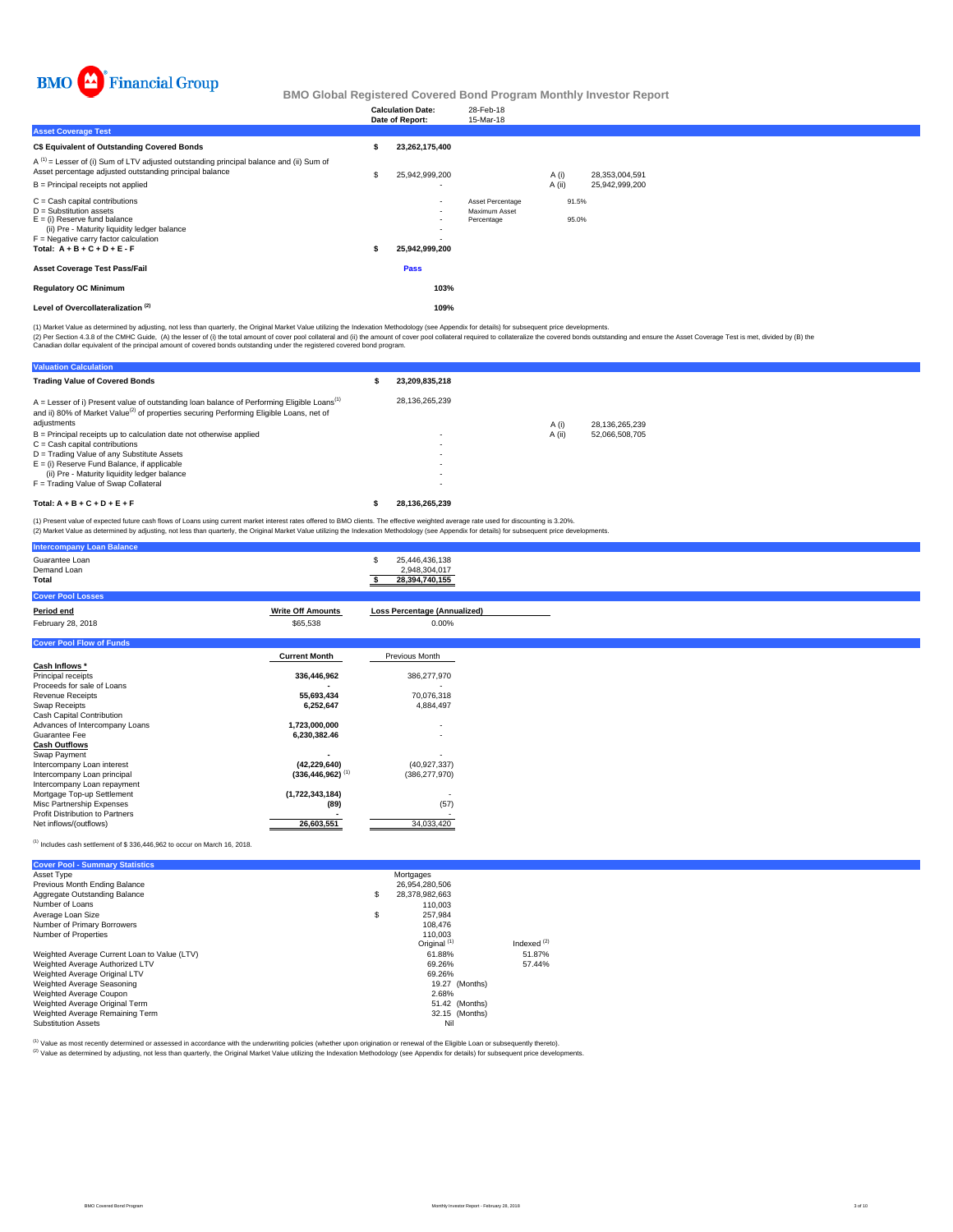# BMO Global Registered Covered Bond Program Monthly Investor Report

| | |
|---|---|
| Calculation Date: | 28-Feb-18 |
| Date of Report: | 15-Mar-18 |

## Asset Coverage Test

| | | | | |
|---|---|---|---|---|
| **C$ Equivalent of Outstanding Covered Bonds** | **$ 23,262,175,400** | | | |
| A [1] = Lesser of (i) Sum of LTV adjusted outstanding principal balance and (ii) Sum of Asset percentage adjusted outstanding principal balance | $ 25,942,999,200 | | A (i) | 28,353,004,591 |
| B = Principal receipts not applied | - | | A (ii) | 25,942,999,200 |
| C = Cash capital contributions | - | Asset Percentage | 91.5% | |
| D = Substitution assets | - | Maximum Asset Percentage | 95.0% | |
| E = (i) Reserve fund balance | - | | | |
| (ii) Pre - Maturity liquidity ledger balance | - | | | |
| F = Negative carry factor calculation | - | | | |
| **Total: A + B + C + D + E - F** | **$ 25,942,999,200** | | | |
| **Asset Coverage Test Pass/Fail** | **Pass** | | | |
| **Regulatory OC Minimum** | **103%** | | | |
| **Level of Overcollateralization [2]** | **109%** | | | |

(1) Market Value as determined by adjusting, not less than quarterly, the Original Market Value utilizing the Indexation Methodology (see Appendix for details) for subsequent price developments.
(2) Per Section 4.3.8 of the CMHC Guide, (A) the lesser of (i) the total amount of cover pool collateral and (ii) the amount of cover pool collateral required to collateralize the covered bonds outstanding and ensure the Asset Coverage Test is met, divided by (B) the Canadian dollar equivalent of the principal amount of covered bonds outstanding under the registered covered bond program.

## Valuation Calculation

| | | | |
|---|---|---|---|
| **Trading Value of Covered Bonds** | **$ 23,209,835,218** | | |
| A = Lesser of i) Present value of outstanding loan balance of Performing Eligible Loans[1] and ii) 80% of Market Value[2] of properties securing Performing Eligible Loans, net of adjustments | 28,136,265,239 | A (i) | 28,136,265,239 |
| B = Principal receipts up to calculation date not otherwise applied | - | A (ii) | 52,066,508,705 |
| C = Cash capital contributions | - | | |
| D = Trading Value of any Substitute Assets | - | | |
| E = (i) Reserve Fund Balance, if applicable | - | | |
| (ii) Pre - Maturity liquidity ledger balance | - | | |
| F = Trading Value of Swap Collateral | - | | |
| **Total: A + B + C + D + E + F** | **$ 28,136,265,239** | | |

(1) Present value of expected future cash flows of Loans using current market interest rates offered to BMO clients. The effective weighted average rate used for discounting is 3.20%.
(2) Market Value as determined by adjusting, not less than quarterly, the Original Market Value utilizing the Indexation Methodology (see Appendix for details) for subsequent price developments.

## Intercompany Loan Balance

| | |
|---|---|
| Guarantee Loan | $ 25,446,436,138 |
| Demand Loan | 2,948,304,017 |
| **Total** | **$ 28,394,740,155** |

## Cover Pool Losses

| Period end | Write Off Amounts | Loss Percentage (Annualized) |
|---|---|---|
| February 28, 2018 | $65,538 | 0.00% |

## Cover Pool Flow of Funds

| | Current Month | Previous Month |
|---|---|---|
| **Cash Inflows *** | | |
| Principal receipts | 336,446,962 | 386,277,970 |
| Proceeds for sale of Loans | - | - |
| Revenue Receipts | 55,693,434 | 70,076,318 |
| Swap Receipts | 6,252,647 | 4,884,497 |
| Cash Capital Contribution | | |
| Advances of Intercompany Loans | 1,723,000,000 | - |
| Guarantee Fee | 6,230,382.46 | - |
| **Cash Outflows** | | |
| Swap Payment | - | - |
| Intercompany Loan interest | (42,229,640) | (40,927,337) |
| Intercompany Loan principal | (336,446,962) [1] | (386,277,970) |
| Intercompany Loan repayment | | |
| Mortgage Top-up Settlement | (1,722,343,184) | - |
| Misc Partnership Expenses | (89) | (57) |
| Profit Distribution to Partners | - | - |
| Net inflows/(outflows) | 26,603,551 | 34,033,420 |

[1] Includes cash settlement of $ 336,446,962 to occur on March 16, 2018.

## Cover Pool - Summary Statistics

| | | |
|---|---|---|
| Asset Type | Mortgages | |
| Previous Month Ending Balance | 26,954,280,506 | |
| Aggregate Outstanding Balance | $ 28,378,982,663 | |
| Number of Loans | 110,003 | |
| Average Loan Size | $ 257,984 | |
| Number of Primary Borrowers | 108,476 | |
| Number of Properties | 110,003 | |
| | Original [1] | Indexed [2] |
| Weighted Average Current Loan to Value (LTV) | 61.88% | 51.87% |
| Weighted Average Authorized LTV | 69.26% | 57.44% |
| Weighted Average Original LTV | 69.26% | |
| Weighted Average Seasoning | 19.27 (Months) | |
| Weighted Average Coupon | 2.68% | |
| Weighted Average Original Term | 51.42 (Months) | |
| Weighted Average Remaining Term | 32.15 (Months) | |
| Substitution Assets | Nil | |

[1] Value as most recently determined or assessed in accordance with the underwriting policies (whether upon origination or renewal of the Eligible Loan or subsequently thereto).
[2] Value as determined by adjusting, not less than quarterly, the Original Market Value utilizing the Indexation Methodology (see Appendix for details) for subsequent price developments.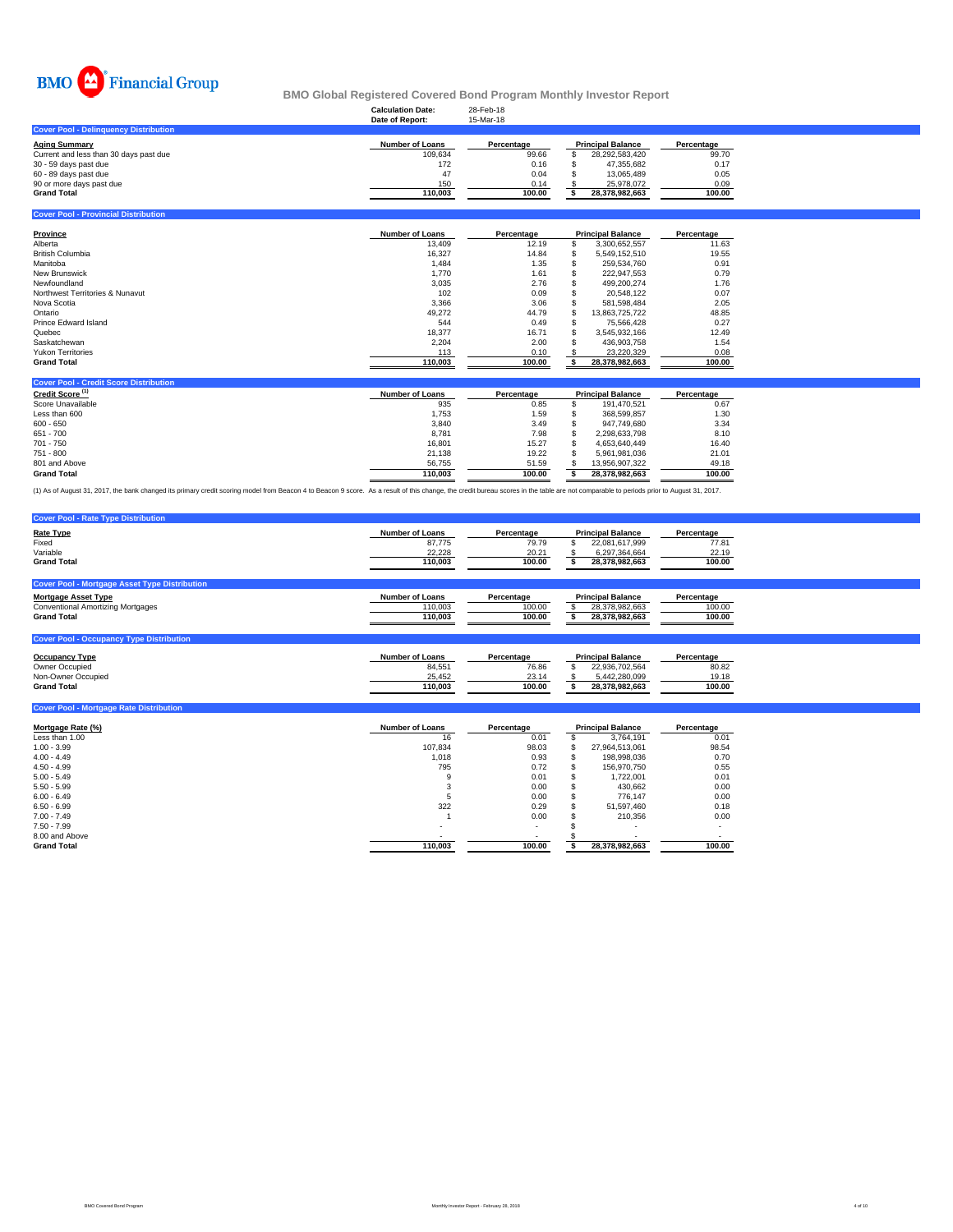# BMO Financial Group

## BMO Global Registered Covered Bond Program Monthly Investor Report

**Calculation Date:** 28-Feb-18
**Date of Report:** 15-Mar-18

### Cover Pool - Delinquency Distribution

| Aging Summary | Number of Loans | Percentage | Principal Balance | Percentage |
|---|---|---|---|---|
| Current and less than 30 days past due | 109,634 | 99.66 | $ 28,292,583,420 | 99.70 |
| 30 - 59 days past due | 172 | 0.16 | $ 47,355,682 | 0.17 |
| 60 - 89 days past due | 47 | 0.04 | $ 13,065,489 | 0.05 |
| 90 or more days past due | 150 | 0.14 | $ 25,978,072 | 0.09 |
| **Grand Total** | **110,003** | **100.00** | **$ 28,378,982,663** | **100.00** |

### Cover Pool - Provincial Distribution

| Province | Number of Loans | Percentage | Principal Balance | Percentage |
|---|---|---|---|---|
| Alberta | 13,409 | 12.19 | $ 3,300,652,557 | 11.63 |
| British Columbia | 16,327 | 14.84 | $ 5,549,152,510 | 19.55 |
| Manitoba | 1,484 | 1.35 | $ 259,534,760 | 0.91 |
| New Brunswick | 1,770 | 1.61 | $ 222,947,553 | 0.79 |
| Newfoundland | 3,035 | 2.76 | $ 499,200,274 | 1.76 |
| Northwest Territories & Nunavut | 102 | 0.09 | $ 20,548,122 | 0.07 |
| Nova Scotia | 3,366 | 3.06 | $ 581,598,484 | 2.05 |
| Ontario | 49,272 | 44.79 | $ 13,863,725,722 | 48.85 |
| Prince Edward Island | 544 | 0.49 | $ 75,566,428 | 0.27 |
| Quebec | 18,377 | 16.71 | $ 3,545,932,166 | 12.49 |
| Saskatchewan | 2,204 | 2.00 | $ 436,903,758 | 1.54 |
| Yukon Territories | 113 | 0.10 | $ 23,220,329 | 0.08 |
| **Grand Total** | **110,003** | **100.00** | **$ 28,378,982,663** | **100.00** |

### Cover Pool - Credit Score Distribution

| Credit Score [(1)] | Number of Loans | Percentage | Principal Balance | Percentage |
|---|---|---|---|---|
| Score Unavailable | 935 | 0.85 | $ 191,470,521 | 0.67 |
| Less than 600 | 1,753 | 1.59 | $ 368,599,857 | 1.30 |
| 600 - 650 | 3,840 | 3.49 | $ 947,749,680 | 3.34 |
| 651 - 700 | 8,781 | 7.98 | $ 2,298,633,798 | 8.10 |
| 701 - 750 | 16,801 | 15.27 | $ 4,653,640,449 | 16.40 |
| 751 - 800 | 21,138 | 19.22 | $ 5,961,981,036 | 21.01 |
| 801 and Above | 56,755 | 51.59 | $ 13,956,907,322 | 49.18 |
| **Grand Total** | **110,003** | **100.00** | **$ 28,378,982,663** | **100.00** |

(1) As of August 31, 2017, the bank changed its primary credit scoring model from Beacon 4 to Beacon 9 score. As a result of this change, the credit bureau scores in the table are not comparable to periods prior to August 31, 2017.

### Cover Pool - Rate Type Distribution

| Rate Type | Number of Loans | Percentage | Principal Balance | Percentage |
|---|---|---|---|---|
| Fixed | 87,775 | 79.79 | $ 22,081,617,999 | 77.81 |
| Variable | 22,228 | 20.21 | $ 6,297,364,664 | 22.19 |
| **Grand Total** | **110,003** | **100.00** | **$ 28,378,982,663** | **100.00** |

### Cover Pool - Mortgage Asset Type Distribution

| Mortgage Asset Type | Number of Loans | Percentage | Principal Balance | Percentage |
|---|---|---|---|---|
| Conventional Amortizing Mortgages | 110,003 | 100.00 | $ 28,378,982,663 | 100.00 |
| **Grand Total** | **110,003** | **100.00** | **$ 28,378,982,663** | **100.00** |

### Cover Pool - Occupancy Type Distribution

| Occupancy Type | Number of Loans | Percentage | Principal Balance | Percentage |
|---|---|---|---|---|
| Owner Occupied | 84,551 | 76.86 | $ 22,936,702,564 | 80.82 |
| Non-Owner Occupied | 25,452 | 23.14 | $ 5,442,280,099 | 19.18 |
| **Grand Total** | **110,003** | **100.00** | **$ 28,378,982,663** | **100.00** |

### Cover Pool - Mortgage Rate Distribution

| Mortgage Rate (%) | Number of Loans | Percentage | Principal Balance | Percentage |
|---|---|---|---|---|
| Less than 1.00 | 16 | 0.01 | $ 3,764,191 | 0.01 |
| 1.00 - 3.99 | 107,834 | 98.03 | $ 27,964,513,061 | 98.54 |
| 4.00 - 4.49 | 1,018 | 0.93 | $ 198,998,036 | 0.70 |
| 4.50 - 4.99 | 795 | 0.72 | $ 156,970,750 | 0.55 |
| 5.00 - 5.49 | 9 | 0.01 | $ 1,722,001 | 0.01 |
| 5.50 - 5.99 | 3 | 0.00 | $ 430,662 | 0.00 |
| 6.00 - 6.49 | 5 | 0.00 | $ 776,147 | 0.00 |
| 6.50 - 6.99 | 322 | 0.29 | $ 51,597,460 | 0.18 |
| 7.00 - 7.49 | 1 | 0.00 | $ 210,356 | 0.00 |
| 7.50 - 7.99 | - | - | $ - | - |
| 8.00 and Above | - | - | $ - | - |
| **Grand Total** | **110,003** | **100.00** | **$ 28,378,982,663** | **100.00** |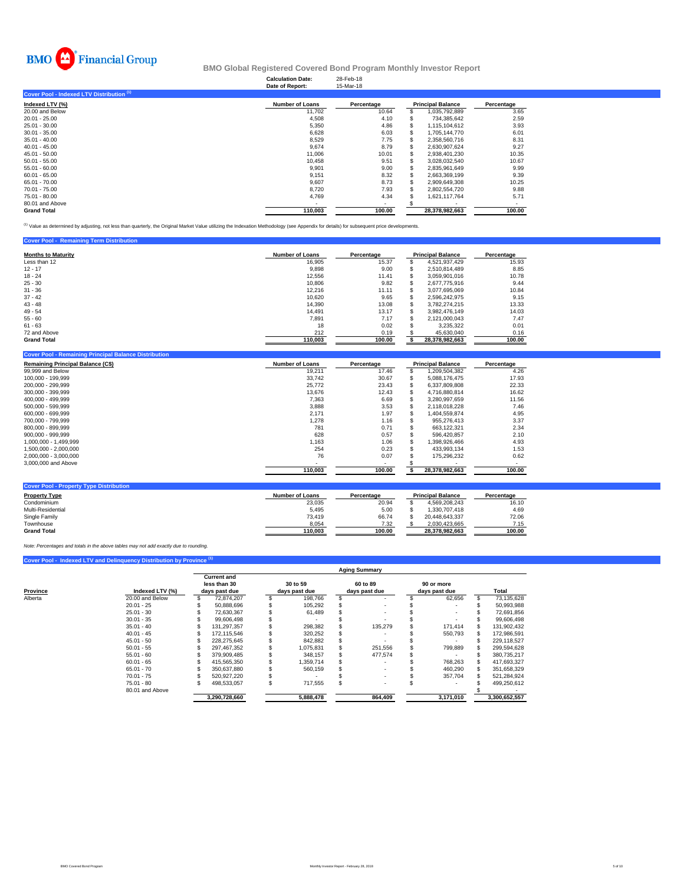# BMO Financial Group

## BMO Global Registered Covered Bond Program Monthly Investor Report

**Calculation Date:** 28-Feb-18
**Date of Report:** 15-Mar-18

### Cover Pool - Indexed LTV Distribution [1]

| Indexed LTV (%) | Number of Loans | Percentage | Principal Balance | Percentage |
|---|---|---|---|---|
| 20.00 and Below | 11,702 | 10.64 | $ 1,035,792,889 | 3.65 |
| 20.01 - 25.00 | 4,508 | 4.10 | $ 734,385,642 | 2.59 |
| 25.01 - 30.00 | 5,350 | 4.86 | $ 1,115,104,612 | 3.93 |
| 30.01 - 35.00 | 6,628 | 6.03 | $ 1,705,144,770 | 6.01 |
| 35.01 - 40.00 | 8,529 | 7.75 | $ 2,358,560,716 | 8.31 |
| 40.01 - 45.00 | 9,674 | 8.79 | $ 2,630,907,624 | 9.27 |
| 45.01 - 50.00 | 11,006 | 10.01 | $ 2,938,401,230 | 10.35 |
| 50.01 - 55.00 | 10,458 | 9.51 | $ 3,028,032,540 | 10.67 |
| 55.01 - 60.00 | 9,901 | 9.00 | $ 2,835,961,649 | 9.99 |
| 60.01 - 65.00 | 9,151 | 8.32 | $ 2,663,369,199 | 9.39 |
| 65.01 - 70.00 | 9,607 | 8.73 | $ 2,909,649,308 | 10.25 |
| 70.01 - 75.00 | 8,720 | 7.93 | $ 2,802,554,720 | 9.88 |
| 75.01 - 80.00 | 4,769 | 4.34 | $ 1,621,117,764 | 5.71 |
| 80.01 and Above | - | - | $ - | - |
| **Grand Total** | **110,003** | **100.00** | **28,378,982,663** | **100.00** |

[1] Value as determined by adjusting, not less than quarterly, the Original Market Value utilizing the Indexation Methodology (see Appendix for details) for subsequent price developments.

### Cover Pool - Remaining Term Distribution

| Months to Maturity | Number of Loans | Percentage | Principal Balance | Percentage |
|---|---|---|---|---|
| Less than 12 | 16,905 | 15.37 | $ 4,521,937,429 | 15.93 |
| 12 - 17 | 9,898 | 9.00 | $ 2,510,814,489 | 8.85 |
| 18 - 24 | 12,556 | 11.41 | $ 3,059,901,016 | 10.78 |
| 25 - 30 | 10,806 | 9.82 | $ 2,677,775,916 | 9.44 |
| 31 - 36 | 12,216 | 11.11 | $ 3,077,695,069 | 10.84 |
| 37 - 42 | 10,620 | 9.65 | $ 2,596,242,975 | 9.15 |
| 43 - 48 | 14,390 | 13.08 | $ 3,782,274,215 | 13.33 |
| 49 - 54 | 14,491 | 13.17 | $ 3,982,476,149 | 14.03 |
| 55 - 60 | 7,891 | 7.17 | $ 2,121,000,043 | 7.47 |
| 61 - 63 | 18 | 0.02 | $ 3,235,322 | 0.01 |
| 72 and Above | 212 | 0.19 | $ 45,630,040 | 0.16 |
| **Grand Total** | **110,003** | **100.00** | **$ 28,378,982,663** | **100.00** |

### Cover Pool - Remaining Principal Balance Distribution

| Remaining Principal Balance (C$) | Number of Loans | Percentage | Principal Balance | Percentage |
|---|---|---|---|---|
| 99,999 and Below | 19,211 | 17.46 | $ 1,209,504,382 | 4.26 |
| 100,000 - 199,999 | 33,742 | 30.67 | $ 5,088,176,475 | 17.93 |
| 200,000 - 299,999 | 25,772 | 23.43 | $ 6,337,809,808 | 22.33 |
| 300,000 - 399,999 | 13,676 | 12.43 | $ 4,716,880,814 | 16.62 |
| 400,000 - 499,999 | 7,363 | 6.69 | $ 3,280,997,659 | 11.56 |
| 500,000 - 599,999 | 3,888 | 3.53 | $ 2,118,018,228 | 7.46 |
| 600,000 - 699,999 | 2,171 | 1.97 | $ 1,404,559,874 | 4.95 |
| 700,000 - 799,999 | 1,278 | 1.16 | $ 955,276,413 | 3.37 |
| 800,000 - 899,999 | 781 | 0.71 | $ 663,122,321 | 2.34 |
| 900,000 - 999,999 | 628 | 0.57 | $ 596,420,857 | 2.10 |
| 1,000,000 - 1,499,999 | 1,163 | 1.06 | $ 1,398,926,466 | 4.93 |
| 1,500,000 - 2,000,000 | 254 | 0.23 | $ 433,993,134 | 1.53 |
| 2,000,000 - 3,000,000 | 76 | 0.07 | $ 175,296,232 | 0.62 |
| 3,000,000 and Above | - | - | $ - | - |
| | **110,003** | **100.00** | **$ 28,378,982,663** | **100.00** |

### Cover Pool - Property Type Distribution

| Property Type | Number of Loans | Percentage | Principal Balance | Percentage |
|---|---|---|---|---|
| Condominium | 23,035 | 20.94 | $ 4,569,208,243 | 16.10 |
| Multi-Residential | 5,495 | 5.00 | $ 1,330,707,418 | 4.69 |
| Single Family | 73,419 | 66.74 | $ 20,448,643,337 | 72.06 |
| Townhouse | 8,054 | 7.32 | $ 2,030,423,665 | 7.15 |
| **Grand Total** | **110,003** | **100.00** | **28,378,982,663** | **100.00** |

*Note: Percentages and totals in the above tables may not add exactly due to rounding.*

### Cover Pool - Indexed LTV and Delinquency Distribution by Province [1]

| | | Aging Summary | | | | |
|---|---|---|---|---|---|---|
| Province | Indexed LTV (%) | Current and less than 30 days past due | 30 to 59 days past due | 60 to 89 days past due | 90 or more days past due | Total |
| Alberta | 20.00 and Below | $ 72,874,207 | $ 198,766 | $ - | $ 62,656 | $ 73,135,628 |
| | 20.01 - 25 | $ 50,888,696 | $ 105,292 | $ - | $ - | $ 50,993,988 |
| | 25.01 - 30 | $ 72,630,367 | $ 61,489 | $ - | $ - | $ 72,691,856 |
| | 30.01 - 35 | $ 99,606,498 | $ - | $ - | $ - | $ 99,606,498 |
| | 35.01 - 40 | $ 131,297,357 | $ 298,382 | $ 135,279 | $ 171,414 | $ 131,902,432 |
| | 40.01 - 45 | $ 172,115,546 | $ 320,252 | $ - | $ 550,793 | $ 172,986,591 |
| | 45.01 - 50 | $ 228,275,645 | $ 842,882 | $ - | $ - | $ 229,118,527 |
| | 50.01 - 55 | $ 297,467,352 | $ 1,075,831 | $ 251,556 | $ 799,889 | $ 299,594,628 |
| | 55.01 - 60 | $ 379,909,485 | $ 348,157 | $ 477,574 | $ - | $ 380,735,217 |
| | 60.01 - 65 | $ 415,565,350 | $ 1,359,714 | $ - | $ 768,263 | $ 417,693,327 |
| | 65.01 - 70 | $ 350,637,880 | $ 560,159 | $ - | $ 460,290 | $ 351,658,329 |
| | 70.01 - 75 | $ 520,927,220 | $ - | $ - | $ 357,704 | $ 521,284,924 |
| | 75.01 - 80 | $ 498,533,057 | $ 717,555 | $ - | $ - | $ 499,250,612 |
| | 80.01 and Above | | | | | $ - |
| | | **3,290,728,660** | **5,888,478** | **864,409** | **3,171,010** | **3,300,652,557** |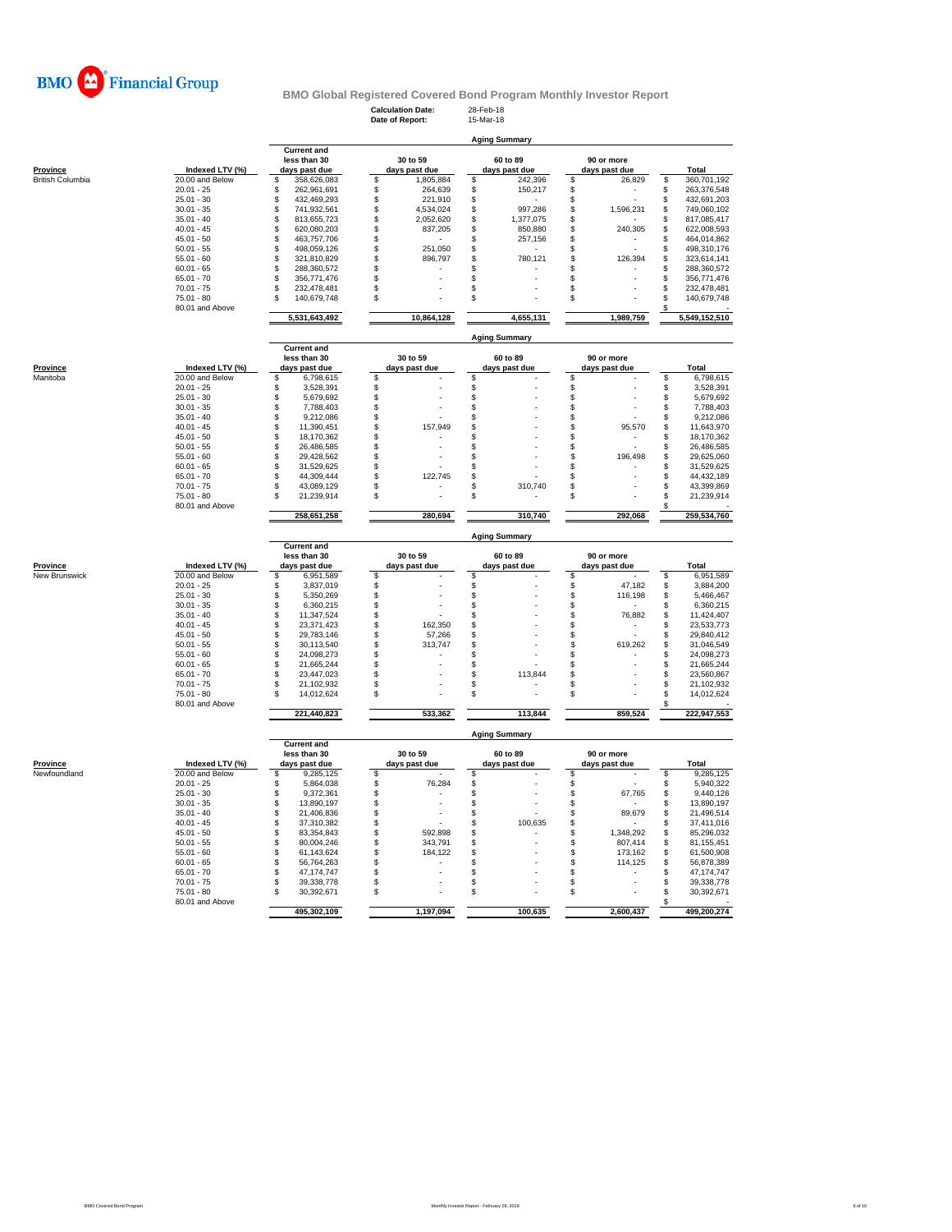**BMO Financial Group**

## BMO Global Registered Covered Bond Program Monthly Investor Report

**Calculation Date:** 28-Feb-18
**Date of Report:** 15-Mar-18

### Aging Summary

| Province | Indexed LTV (%) | Current and less than 30 days past due | 30 to 59 days past due | 60 to 89 days past due | 90 or more days past due | Total |
|---|---|---|---|---|---|---|
| British Columbia | 20.00 and Below | $ 358,626,083 | $ 1,805,884 | $ 242,396 | $ 26,829 | $ 360,701,192 |
| | 20.01 - 25 | $ 262,961,691 | $ 264,639 | $ 150,217 | $ - | $ 263,376,548 |
| | 25.01 - 30 | $ 432,469,293 | $ 221,910 | $ - | $ - | $ 432,691,203 |
| | 30.01 - 35 | $ 741,932,561 | $ 4,534,024 | $ 997,286 | $ 1,596,231 | $ 749,060,102 |
| | 35.01 - 40 | $ 813,655,723 | $ 2,052,620 | $ 1,377,075 | $ - | $ 817,085,417 |
| | 40.01 - 45 | $ 620,080,203 | $ 837,205 | $ 850,880 | $ 240,305 | $ 622,008,593 |
| | 45.01 - 50 | $ 463,757,706 | $ - | $ 257,156 | $ - | $ 464,014,862 |
| | 50.01 - 55 | $ 498,059,126 | $ 251,050 | $ - | $ - | $ 498,310,176 |
| | 55.01 - 60 | $ 321,810,829 | $ 896,797 | $ 780,121 | $ 126,394 | $ 323,614,141 |
| | 60.01 - 65 | $ 288,360,572 | $ - | $ - | $ - | $ 288,360,572 |
| | 65.01 - 70 | $ 356,771,476 | $ - | $ - | $ - | $ 356,771,476 |
| | 70.01 - 75 | $ 232,478,481 | $ - | $ - | $ - | $ 232,478,481 |
| | 75.01 - 80 | $ 140,679,748 | $ - | $ - | $ - | $ 140,679,748 |
| | 80.01 and Above | | | | | $ - |
| | | 5,531,643,492 | 10,864,128 | 4,655,131 | 1,989,759 | 5,549,152,510 |

### Aging Summary

| Province | Indexed LTV (%) | Current and less than 30 days past due | 30 to 59 days past due | 60 to 89 days past due | 90 or more days past due | Total |
|---|---|---|---|---|---|---|
| Manitoba | 20.00 and Below | $ 6,798,615 | $ - | $ - | $ - | $ 6,798,615 |
| | 20.01 - 25 | $ 3,528,391 | $ - | $ - | $ - | $ 3,528,391 |
| | 25.01 - 30 | $ 5,679,692 | $ - | $ - | $ - | $ 5,679,692 |
| | 30.01 - 35 | $ 7,788,403 | $ - | $ - | $ - | $ 7,788,403 |
| | 35.01 - 40 | $ 9,212,086 | $ - | $ - | $ - | $ 9,212,086 |
| | 40.01 - 45 | $ 11,390,451 | $ 157,949 | $ - | $ 95,570 | $ 11,643,970 |
| | 45.01 - 50 | $ 18,170,362 | $ - | $ - | $ - | $ 18,170,362 |
| | 50.01 - 55 | $ 26,486,585 | $ - | $ - | $ - | $ 26,486,585 |
| | 55.01 - 60 | $ 29,428,562 | $ - | $ - | $ 196,498 | $ 29,625,060 |
| | 60.01 - 65 | $ 31,529,625 | $ - | $ - | $ - | $ 31,529,625 |
| | 65.01 - 70 | $ 44,309,444 | $ 122,745 | $ - | $ - | $ 44,432,189 |
| | 70.01 - 75 | $ 43,089,129 | $ - | $ 310,740 | $ - | $ 43,399,869 |
| | 75.01 - 80 | $ 21,239,914 | $ - | $ - | $ - | $ 21,239,914 |
| | 80.01 and Above | | | | | $ - |
| | | 258,651,258 | 280,694 | 310,740 | 292,068 | 259,534,760 |

### Aging Summary

| Province | Indexed LTV (%) | Current and less than 30 days past due | 30 to 59 days past due | 60 to 89 days past due | 90 or more days past due | Total |
|---|---|---|---|---|---|---|
| New Brunswick | 20.00 and Below | $ 6,951,589 | $ - | $ - | $ - | $ 6,951,589 |
| | 20.01 - 25 | $ 3,837,019 | $ - | $ - | $ 47,182 | $ 3,884,200 |
| | 25.01 - 30 | $ 5,350,269 | $ - | $ - | $ 116,198 | $ 5,466,467 |
| | 30.01 - 35 | $ 6,360,215 | $ - | $ - | $ - | $ 6,360,215 |
| | 35.01 - 40 | $ 11,347,524 | $ - | $ - | $ 76,882 | $ 11,424,407 |
| | 40.01 - 45 | $ 23,371,423 | $ 162,350 | $ - | $ - | $ 23,533,773 |
| | 45.01 - 50 | $ 29,783,146 | $ 57,266 | $ - | $ - | $ 29,840,412 |
| | 50.01 - 55 | $ 30,113,540 | $ 313,747 | $ - | $ 619,262 | $ 31,046,549 |
| | 55.01 - 60 | $ 24,098,273 | $ - | $ - | $ - | $ 24,098,273 |
| | 60.01 - 65 | $ 21,665,244 | $ - | $ - | $ - | $ 21,665,244 |
| | 65.01 - 70 | $ 23,447,023 | $ - | $ 113,844 | $ - | $ 23,560,867 |
| | 70.01 - 75 | $ 21,102,932 | $ - | $ - | $ - | $ 21,102,932 |
| | 75.01 - 80 | $ 14,012,624 | $ - | $ - | $ - | $ 14,012,624 |
| | 80.01 and Above | | | | | $ - |
| | | 221,440,823 | 533,362 | 113,844 | 859,524 | 222,947,553 |

### Aging Summary

| Province | Indexed LTV (%) | Current and less than 30 days past due | 30 to 59 days past due | 60 to 89 days past due | 90 or more days past due | Total |
|---|---|---|---|---|---|---|
| Newfoundland | 20.00 and Below | $ 9,285,125 | $ - | $ - | $ - | $ 9,285,125 |
| | 20.01 - 25 | $ 5,864,038 | $ 76,284 | $ - | $ - | $ 5,940,322 |
| | 25.01 - 30 | $ 9,372,361 | $ - | $ - | $ 67,765 | $ 9,440,126 |
| | 30.01 - 35 | $ 13,890,197 | $ - | $ - | $ - | $ 13,890,197 |
| | 35.01 - 40 | $ 21,406,836 | $ - | $ - | $ 89,679 | $ 21,496,514 |
| | 40.01 - 45 | $ 37,310,382 | $ - | $ 100,635 | $ - | $ 37,411,016 |
| | 45.01 - 50 | $ 83,354,843 | $ 592,898 | $ - | $ 1,348,292 | $ 85,296,032 |
| | 50.01 - 55 | $ 80,004,246 | $ 343,791 | $ - | $ 807,414 | $ 81,155,451 |
| | 55.01 - 60 | $ 61,143,624 | $ 184,122 | $ - | $ 173,162 | $ 61,500,908 |
| | 60.01 - 65 | $ 56,764,263 | $ - | $ - | $ 114,125 | $ 56,878,389 |
| | 65.01 - 70 | $ 47,174,747 | $ - | $ - | $ - | $ 47,174,747 |
| | 70.01 - 75 | $ 39,338,778 | $ - | $ - | $ - | $ 39,338,778 |
| | 75.01 - 80 | $ 30,392,671 | $ - | $ - | $ - | $ 30,392,671 |
| | 80.01 and Above | | | | | $ - |
| | | 495,302,109 | 1,197,094 | 100,635 | 2,600,437 | 499,200,274 |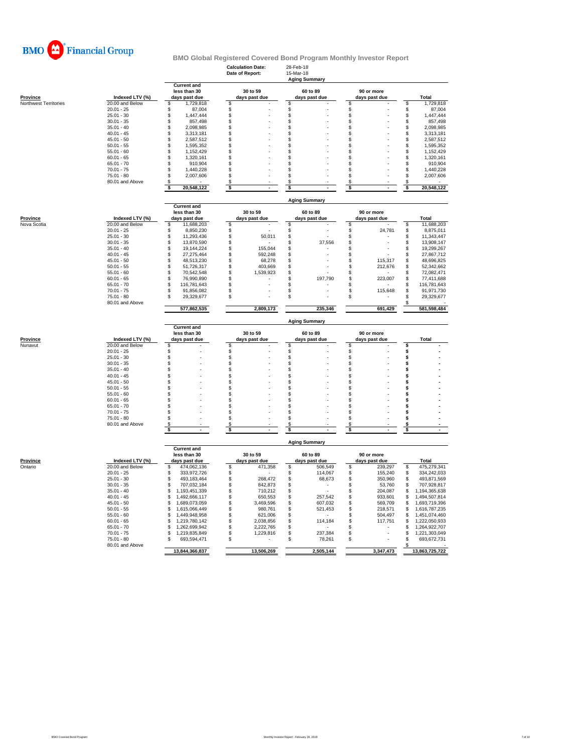BMO Financial Group

# BMO Global Registered Covered Bond Program Monthly Investor Report

**Calculation Date:** 28-Feb-18
**Date of Report:** 15-Mar-18

## Aging Summary

| Province | Indexed LTV (%) | Current and less than 30 days past due | 30 to 59 days past due | 60 to 89 days past due | 90 or more days past due | Total |
|---|---|---|---|---|---|---|
| Northwest Territories | 20.00 and Below | $ 1,729,818 | $ - | $ - | $ - | $ 1,729,818 |
| | 20.01 - 25 | $ 87,004 | $ - | $ - | $ - | $ 87,004 |
| | 25.01 - 30 | $ 1,447,444 | $ - | $ - | $ - | $ 1,447,444 |
| | 30.01 - 35 | $ 857,498 | $ - | $ - | $ - | $ 857,498 |
| | 35.01 - 40 | $ 2,098,985 | $ - | $ - | $ - | $ 2,098,985 |
| | 40.01 - 45 | $ 3,313,181 | $ - | $ - | $ - | $ 3,313,181 |
| | 45.01 - 50 | $ 2,587,512 | $ - | $ - | $ - | $ 2,587,512 |
| | 50.01 - 55 | $ 1,595,352 | $ - | $ - | $ - | $ 1,595,352 |
| | 55.01 - 60 | $ 1,152,429 | $ - | $ - | $ - | $ 1,152,429 |
| | 60.01 - 65 | $ 1,320,161 | $ - | $ - | $ - | $ 1,320,161 |
| | 65.01 - 70 | $ 910,904 | $ - | $ - | $ - | $ 910,904 |
| | 70.01 - 75 | $ 1,440,228 | $ - | $ - | $ - | $ 1,440,228 |
| | 75.01 - 80 | $ 2,007,606 | $ - | $ - | $ - | $ 2,007,606 |
| | 80.01 and Above | $ - | $ - | $ - | $ - | $ - |
| | | **$ 20,548,122** | **$ -** | **$ -** | **$ -** | **$ 20,548,122** |

## Aging Summary

| Province | Indexed LTV (%) | Current and less than 30 days past due | 30 to 59 days past due | 60 to 89 days past due | 90 or more days past due | Total |
|---|---|---|---|---|---|---|
| Nova Scotia | 20.00 and Below | $ 11,688,203 | $ - | $ - | $ - | $ 11,688,203 |
| | 20.01 - 25 | $ 8,850,230 | $ - | $ - | $ 24,781 | $ 8,875,011 |
| | 25.01 - 30 | $ 11,293,436 | $ 50,011 | $ - | $ - | $ 11,343,447 |
| | 30.01 - 35 | $ 13,870,590 | $ - | $ 37,556 | $ - | $ 13,908,147 |
| | 35.01 - 40 | $ 19,144,224 | $ 155,044 | $ - | $ - | $ 19,299,267 |
| | 40.01 - 45 | $ 27,275,464 | $ 592,248 | $ - | $ - | $ 27,867,712 |
| | 45.01 - 50 | $ 48,513,230 | $ 68,278 | $ - | $ 115,317 | $ 48,696,825 |
| | 50.01 - 55 | $ 51,726,317 | $ 403,669 | $ - | $ 212,676 | $ 52,342,662 |
| | 55.01 - 60 | $ 70,542,548 | $ 1,539,923 | $ - | $ - | $ 72,082,471 |
| | 60.01 - 65 | $ 76,990,890 | $ - | $ 197,790 | $ 223,007 | $ 77,411,688 |
| | 65.01 - 70 | $ 116,781,643 | $ - | $ - | $ - | $ 116,781,643 |
| | 70.01 - 75 | $ 91,856,082 | $ - | $ - | $ 115,648 | $ 91,971,730 |
| | 75.01 - 80 | $ 29,329,677 | $ - | $ - | $ - | $ 29,329,677 |
| | 80.01 and Above | | | | | $ - |
| | | **577,862,535** | **2,809,173** | **235,346** | **691,429** | **581,598,484** |

## Aging Summary

| Province | Indexed LTV (%) | Current and less than 30 days past due | 30 to 59 days past due | 60 to 89 days past due | 90 or more days past due | Total |
|---|---|---|---|---|---|---|
| Nunavut | 20.00 and Below | $ - | $ - | $ - | $ - | $ - |
| | 20.01 - 25 | $ - | $ - | $ - | $ - | $ - |
| | 25.01 - 30 | $ - | $ - | $ - | $ - | $ - |
| | 30.01 - 35 | $ - | $ - | $ - | $ - | $ - |
| | 35.01 - 40 | $ - | $ - | $ - | $ - | $ - |
| | 40.01 - 45 | $ - | $ - | $ - | $ - | $ - |
| | 45.01 - 50 | $ - | $ - | $ - | $ - | $ - |
| | 50.01 - 55 | $ - | $ - | $ - | $ - | $ - |
| | 55.01 - 60 | $ - | $ - | $ - | $ - | $ - |
| | 60.01 - 65 | $ - | $ - | $ - | $ - | $ - |
| | 65.01 - 70 | $ - | $ - | $ - | $ - | $ - |
| | 70.01 - 75 | $ - | $ - | $ - | $ - | $ - |
| | 75.01 - 80 | $ - | $ - | $ - | $ - | $ - |
| | 80.01 and Above | $ - | $ - | $ - | $ - | $ - |
| | | **$ -** | **$ -** | **$ -** | **$ -** | **$ -** |

## Aging Summary

| Province | Indexed LTV (%) | Current and less than 30 days past due | 30 to 59 days past due | 60 to 89 days past due | 90 or more days past due | Total |
|---|---|---|---|---|---|---|
| Ontario | 20.00 and Below | $ 474,062,136 | $ 471,358 | $ 506,549 | $ 239,297 | $ 475,279,341 |
| | 20.01 - 25 | $ 333,972,726 | $ - | $ 114,067 | $ 155,240 | $ 334,242,033 |
| | 25.01 - 30 | $ 493,183,464 | $ 268,472 | $ 68,673 | $ 350,960 | $ 493,871,569 |
| | 30.01 - 35 | $ 707,032,184 | $ 842,873 | $ - | $ 53,760 | $ 707,928,817 |
| | 35.01 - 40 | $ 1,193,451,339 | $ 710,212 | $ - | $ 204,087 | $ 1,194,365,638 |
| | 40.01 - 45 | $ 1,492,666,117 | $ 650,553 | $ 257,542 | $ 933,601 | $ 1,494,507,814 |
| | 45.01 - 50 | $ 1,689,073,059 | $ 3,469,596 | $ 607,032 | $ 569,709 | $ 1,693,719,396 |
| | 50.01 - 55 | $ 1,615,066,449 | $ 980,761 | $ 521,453 | $ 218,571 | $ 1,616,787,235 |
| | 55.01 - 60 | $ 1,449,948,958 | $ 621,006 | $ - | $ 504,497 | $ 1,451,074,460 |
| | 60.01 - 65 | $ 1,219,780,142 | $ 2,038,856 | $ 114,184 | $ 117,751 | $ 1,222,050,933 |
| | 65.01 - 70 | $ 1,262,699,942 | $ 2,222,765 | $ - | $ - | $ 1,264,922,707 |
| | 70.01 - 75 | $ 1,219,835,849 | $ 1,229,816 | $ 237,384 | $ - | $ 1,221,303,049 |
| | 75.01 - 80 | $ 693,594,471 | $ - | $ 78,261 | $ - | $ 693,672,731 |
| | 80.01 and Above | | | | | $ - |
| | | **13,844,366,837** | **13,506,269** | **2,505,144** | **3,347,473** | **13,863,725,722** |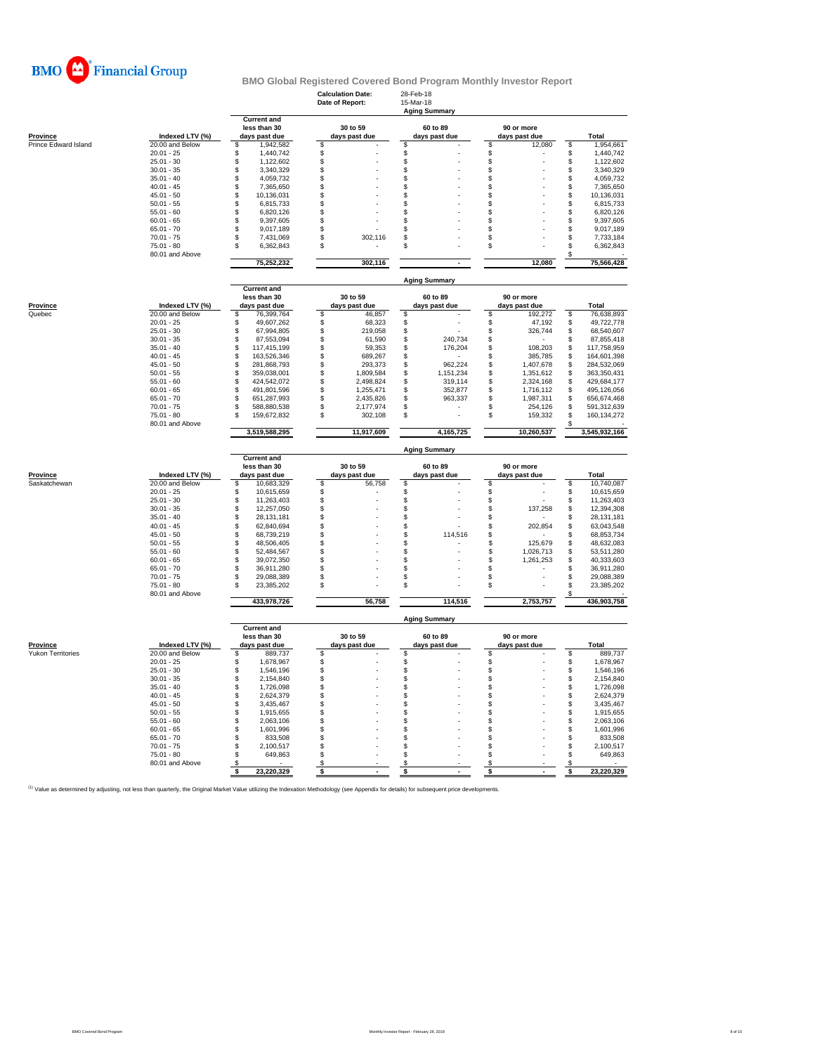BMO Financial Group

# BMO Global Registered Covered Bond Program Monthly Investor Report

**Calculation Date:** 28-Feb-18
**Date of Report:** 15-Mar-18

| Province | Indexed LTV (%) | Current and less than 30 days past due | 30 to 59 days past due | 60 to 89 days past due | 90 or more days past due | Total |
|---|---|---|---|---|---|---|
| Prince Edward Island | 20.00 and Below | $ 1,942,582 | $ - | $ - | $ 12,080 | $ 1,954,661 |
| | 20.01 - 25 | $ 1,440,742 | $ - | $ - | $ - | $ 1,440,742 |
| | 25.01 - 30 | $ 1,122,602 | $ - | $ - | $ - | $ 1,122,602 |
| | 30.01 - 35 | $ 3,340,329 | $ - | $ - | $ - | $ 3,340,329 |
| | 35.01 - 40 | $ 4,059,732 | $ - | $ - | $ - | $ 4,059,732 |
| | 40.01 - 45 | $ 7,365,650 | $ - | $ - | $ - | $ 7,365,650 |
| | 45.01 - 50 | $ 10,136,031 | $ - | $ - | $ - | $ 10,136,031 |
| | 50.01 - 55 | $ 6,815,733 | $ - | $ - | $ - | $ 6,815,733 |
| | 55.01 - 60 | $ 6,820,126 | $ - | $ - | $ - | $ 6,820,126 |
| | 60.01 - 65 | $ 9,397,605 | $ - | $ - | $ - | $ 9,397,605 |
| | 65.01 - 70 | $ 9,017,189 | $ - | $ - | $ - | $ 9,017,189 |
| | 70.01 - 75 | $ 7,431,069 | $ 302,116 | $ - | $ - | $ 7,733,184 |
| | 75.01 - 80 | $ 6,362,843 | $ - | $ - | $ - | $ 6,362,843 |
| | 80.01 and Above | | | | | $ - |
| | | 75,252,232 | 302,116 | - | 12,080 | 75,566,428 |

| Province | Indexed LTV (%) | Current and less than 30 days past due | 30 to 59 days past due | 60 to 89 days past due | 90 or more days past due | Total |
|---|---|---|---|---|---|---|
| Quebec | 20.00 and Below | $ 76,399,764 | $ 46,857 | $ - | $ 192,272 | $ 76,638,893 |
| | 20.01 - 25 | $ 49,607,262 | $ 68,323 | $ - | $ 47,192 | $ 49,722,778 |
| | 25.01 - 30 | $ 67,994,805 | $ 219,058 | $ - | $ 326,744 | $ 68,540,607 |
| | 30.01 - 35 | $ 87,553,094 | $ 61,590 | $ 240,734 | $ - | $ 87,855,418 |
| | 35.01 - 40 | $ 117,415,199 | $ 59,353 | $ 176,204 | $ 108,203 | $ 117,758,959 |
| | 40.01 - 45 | $ 163,526,346 | $ 689,267 | $ - | $ 385,785 | $ 164,601,398 |
| | 45.01 - 50 | $ 281,868,793 | $ 293,373 | $ 962,224 | $ 1,407,678 | $ 284,532,069 |
| | 50.01 - 55 | $ 359,038,001 | $ 1,809,584 | $ 1,151,234 | $ 1,351,612 | $ 363,350,431 |
| | 55.01 - 60 | $ 424,542,072 | $ 2,498,824 | $ 319,114 | $ 2,324,168 | $ 429,684,177 |
| | 60.01 - 65 | $ 491,801,596 | $ 1,255,471 | $ 352,877 | $ 1,716,112 | $ 495,126,056 |
| | 65.01 - 70 | $ 651,287,993 | $ 2,435,826 | $ 963,337 | $ 1,987,311 | $ 656,674,468 |
| | 70.01 - 75 | $ 588,880,538 | $ 2,177,974 | $ - | $ 254,126 | $ 591,312,639 |
| | 75.01 - 80 | $ 159,672,832 | $ 302,108 | $ - | $ 159,332 | $ 160,134,272 |
| | 80.01 and Above | | | | | $ - |
| | | 3,519,588,295 | 11,917,609 | 4,165,725 | 10,260,537 | 3,545,932,166 |

| Province | Indexed LTV (%) | Current and less than 30 days past due | 30 to 59 days past due | 60 to 89 days past due | 90 or more days past due | Total |
|---|---|---|---|---|---|---|
| Saskatchewan | 20.00 and Below | $ 10,683,329 | $ 56,758 | $ - | $ - | $ 10,740,087 |
| | 20.01 - 25 | $ 10,615,659 | $ - | $ - | $ - | $ 10,615,659 |
| | 25.01 - 30 | $ 11,263,403 | $ - | $ - | $ - | $ 11,263,403 |
| | 30.01 - 35 | $ 12,257,050 | $ - | $ - | $ 137,258 | $ 12,394,308 |
| | 35.01 - 40 | $ 28,131,181 | $ - | $ - | $ - | $ 28,131,181 |
| | 40.01 - 45 | $ 62,840,694 | $ - | $ - | $ 202,854 | $ 63,043,548 |
| | 45.01 - 50 | $ 68,739,219 | $ - | $ 114,516 | $ - | $ 68,853,734 |
| | 50.01 - 55 | $ 48,506,405 | $ - | $ - | $ 125,679 | $ 48,632,083 |
| | 55.01 - 60 | $ 52,484,567 | $ - | $ - | $ 1,026,713 | $ 53,511,280 |
| | 60.01 - 65 | $ 39,072,350 | $ - | $ - | $ 1,261,253 | $ 40,333,603 |
| | 65.01 - 70 | $ 36,911,280 | $ - | $ - | $ - | $ 36,911,280 |
| | 70.01 - 75 | $ 29,088,389 | $ - | $ - | $ - | $ 29,088,389 |
| | 75.01 - 80 | $ 23,385,202 | $ - | $ - | $ - | $ 23,385,202 |
| | 80.01 and Above | | | | | $ - |
| | | 433,978,726 | 56,758 | 114,516 | 2,753,757 | 436,903,758 |

| Province | Indexed LTV (%) | Current and less than 30 days past due | 30 to 59 days past due | 60 to 89 days past due | 90 or more days past due | Total |
|---|---|---|---|---|---|---|
| Yukon Territories | 20.00 and Below | $ 889,737 | $ - | $ - | $ - | $ 889,737 |
| | 20.01 - 25 | $ 1,678,967 | $ - | $ - | $ - | $ 1,678,967 |
| | 25.01 - 30 | $ 1,546,196 | $ - | $ - | $ - | $ 1,546,196 |
| | 30.01 - 35 | $ 2,154,840 | $ - | $ - | $ - | $ 2,154,840 |
| | 35.01 - 40 | $ 1,726,098 | $ - | $ - | $ - | $ 1,726,098 |
| | 40.01 - 45 | $ 2,624,379 | $ - | $ - | $ - | $ 2,624,379 |
| | 45.01 - 50 | $ 3,435,467 | $ - | $ - | $ - | $ 3,435,467 |
| | 50.01 - 55 | $ 1,915,655 | $ - | $ - | $ - | $ 1,915,655 |
| | 55.01 - 60 | $ 2,063,106 | $ - | $ - | $ - | $ 2,063,106 |
| | 60.01 - 65 | $ 1,601,996 | $ - | $ - | $ - | $ 1,601,996 |
| | 65.01 - 70 | $ 833,508 | $ - | $ - | $ - | $ 833,508 |
| | 70.01 - 75 | $ 2,100,517 | $ - | $ - | $ - | $ 2,100,517 |
| | 75.01 - 80 | $ 649,863 | $ - | $ - | $ - | $ 649,863 |
| | 80.01 and Above | $ - | $ - | $ - | $ - | $ - |
| | | $ 23,220,329 | $ - | $ - | $ - | $ 23,220,329 |

[1] Value as determined by adjusting, not less than quarterly, the Original Market Value utilizing the Indexation Methodology (see Appendix for details) for subsequent price developments.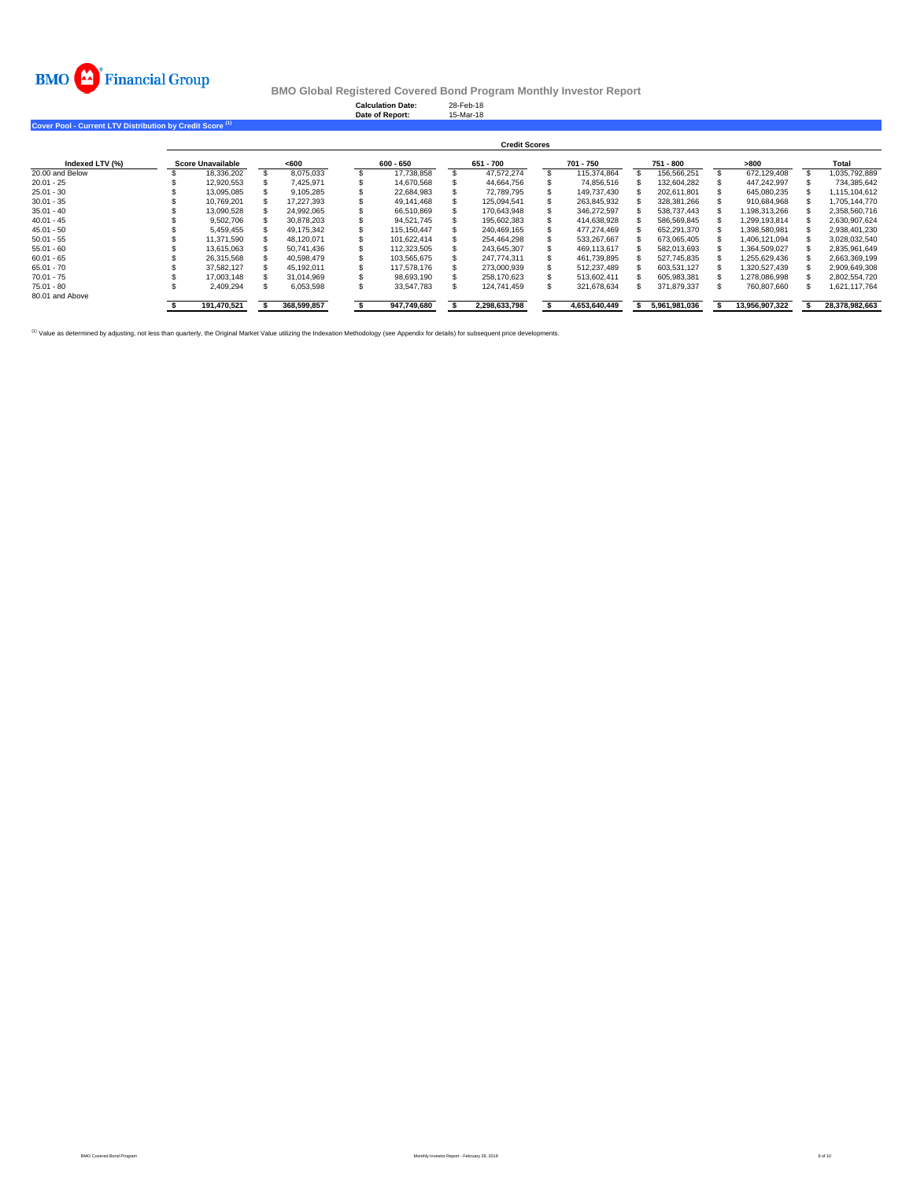BMO Financial Group

**BMO Global Registered Covered Bond Program Monthly Investor Report**

**Calculation Date:** 28-Feb-18
**Date of Report:** 15-Mar-18

**Cover Pool - Current LTV Distribution by Credit Score [1]**

| | Credit Scores | | | | | | | |
|---|---|---|---|---|---|---|---|---|
| **Indexed LTV (%)** | **Score Unavailable** | **<600** | **600 - 650** | **651 - 700** | **701 - 750** | **751 - 800** | **>800** | **Total** |
| 20.00 and Below | $ 18,336,202 | $ 8,075,033 | $ 17,738,858 | $ 47,572,274 | $ 115,374,864 | $ 156,566,251 | $ 672,129,408 | $ 1,035,792,889 |
| 20.01 - 25 | $ 12,920,553 | $ 7,425,971 | $ 14,670,568 | $ 44,664,756 | $ 74,856,516 | $ 132,604,282 | $ 447,242,997 | $ 734,385,642 |
| 25.01 - 30 | $ 13,095,085 | $ 9,105,285 | $ 22,684,983 | $ 72,789,795 | $ 149,737,430 | $ 202,611,801 | $ 645,080,235 | $ 1,115,104,612 |
| 30.01 - 35 | $ 10,769,201 | $ 17,227,393 | $ 49,141,468 | $ 125,094,541 | $ 263,845,932 | $ 328,381,266 | $ 910,684,968 | $ 1,705,144,770 |
| 35.01 - 40 | $ 13,090,528 | $ 24,992,065 | $ 66,510,869 | $ 170,643,948 | $ 346,272,597 | $ 538,737,443 | $ 1,198,313,266 | $ 2,358,560,716 |
| 40.01 - 45 | $ 9,502,706 | $ 30,878,203 | $ 94,521,745 | $ 195,602,383 | $ 414,638,928 | $ 586,569,845 | $ 1,299,193,814 | $ 2,630,907,624 |
| 45.01 - 50 | $ 5,459,455 | $ 49,175,342 | $ 115,150,447 | $ 240,469,165 | $ 477,274,469 | $ 652,291,370 | $ 1,398,580,981 | $ 2,938,401,230 |
| 50.01 - 55 | $ 11,371,590 | $ 48,120,071 | $ 101,622,414 | $ 254,464,298 | $ 533,267,667 | $ 673,065,405 | $ 1,406,121,094 | $ 3,028,032,540 |
| 55.01 - 60 | $ 13,615,063 | $ 50,741,436 | $ 112,323,505 | $ 243,645,307 | $ 469,113,617 | $ 582,013,693 | $ 1,364,509,027 | $ 2,835,961,649 |
| 60.01 - 65 | $ 26,315,568 | $ 40,598,479 | $ 103,565,675 | $ 247,774,311 | $ 461,739,895 | $ 527,745,835 | $ 1,255,629,436 | $ 2,663,369,199 |
| 65.01 - 70 | $ 37,582,127 | $ 45,192,011 | $ 117,578,176 | $ 273,000,939 | $ 512,237,489 | $ 603,531,127 | $ 1,320,527,439 | $ 2,909,649,308 |
| 70.01 - 75 | $ 17,003,148 | $ 31,014,969 | $ 98,693,190 | $ 258,170,623 | $ 513,602,411 | $ 605,983,381 | $ 1,278,086,998 | $ 2,802,554,720 |
| 75.01 - 80 | $ 2,409,294 | $ 6,053,598 | $ 33,547,783 | $ 124,741,459 | $ 321,678,634 | $ 371,879,337 | $ 760,807,660 | $ 1,621,117,764 |
| 80.01 and Above | | | | | | | | |
| | **$ 191,470,521** | **$ 368,599,857** | **$ 947,749,680** | **$ 2,298,633,798** | **$ 4,653,640,449** | **$ 5,961,981,036** | **$ 13,956,907,322** | **$ 28,378,982,663** |

[1] Value as determined by adjusting, not less than quarterly, the Original Market Value utilizing the Indexation Methodology (see Appendix for details) for subsequent price developments.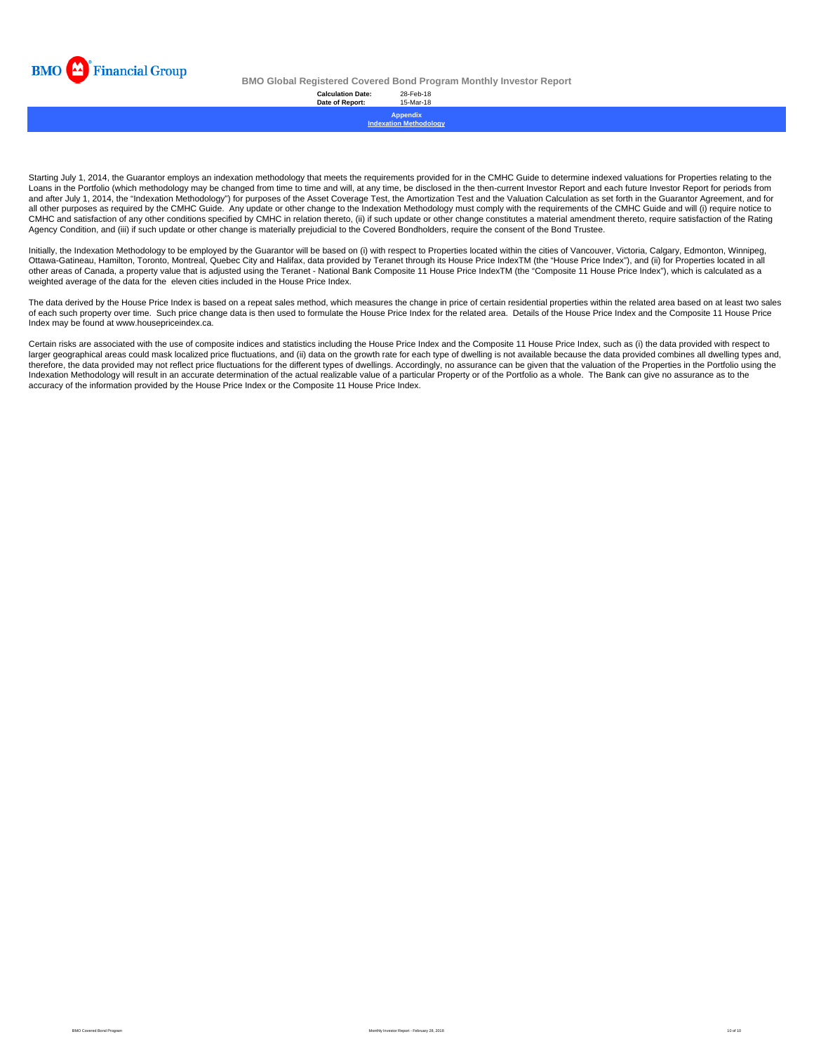BMO Financial Group

**BMO Global Registered Covered Bond Program Monthly Investor Report**

| | |
|---|---|
| **Calculation Date:** | 28-Feb-18 |
| **Date of Report:** | 15-Mar-18 |

## Appendix

### Indexation Methodology

Starting July 1, 2014, the Guarantor employs an indexation methodology that meets the requirements provided for in the CMHC Guide to determine indexed valuations for Properties relating to the Loans in the Portfolio (which methodology may be changed from time to time and will, at any time, be disclosed in the then-current Investor Report and each future Investor Report for periods from and after July 1, 2014, the "Indexation Methodology") for purposes of the Asset Coverage Test, the Amortization Test and the Valuation Calculation as set forth in the Guarantor Agreement, and for all other purposes as required by the CMHC Guide. Any update or other change to the Indexation Methodology must comply with the requirements of the CMHC Guide and will (i) require notice to CMHC and satisfaction of any other conditions specified by CMHC in relation thereto, (ii) if such update or other change constitutes a material amendment thereto, require satisfaction of the Rating Agency Condition, and (iii) if such update or other change is materially prejudicial to the Covered Bondholders, require the consent of the Bond Trustee.

Initially, the Indexation Methodology to be employed by the Guarantor will be based on (i) with respect to Properties located within the cities of Vancouver, Victoria, Calgary, Edmonton, Winnipeg, Ottawa-Gatineau, Hamilton, Toronto, Montreal, Quebec City and Halifax, data provided by Teranet through its House Price IndexTM (the "House Price Index"), and (ii) for Properties located in all other areas of Canada, a property value that is adjusted using the Teranet - National Bank Composite 11 House Price IndexTM (the "Composite 11 House Price Index"), which is calculated as a weighted average of the data for the eleven cities included in the House Price Index.

The data derived by the House Price Index is based on a repeat sales method, which measures the change in price of certain residential properties within the related area based on at least two sales of each such property over time. Such price change data is then used to formulate the House Price Index for the related area. Details of the House Price Index and the Composite 11 House Price Index may be found at www.housepriceindex.ca.

Certain risks are associated with the use of composite indices and statistics including the House Price Index and the Composite 11 House Price Index, such as (i) the data provided with respect to larger geographical areas could mask localized price fluctuations, and (ii) data on the growth rate for each type of dwelling is not available because the data provided combines all dwelling types and, therefore, the data provided may not reflect price fluctuations for the different types of dwellings. Accordingly, no assurance can be given that the valuation of the Properties in the Portfolio using the Indexation Methodology will result in an accurate determination of the actual realizable value of a particular Property or of the Portfolio as a whole. The Bank can give no assurance as to the accuracy of the information provided by the House Price Index or the Composite 11 House Price Index.